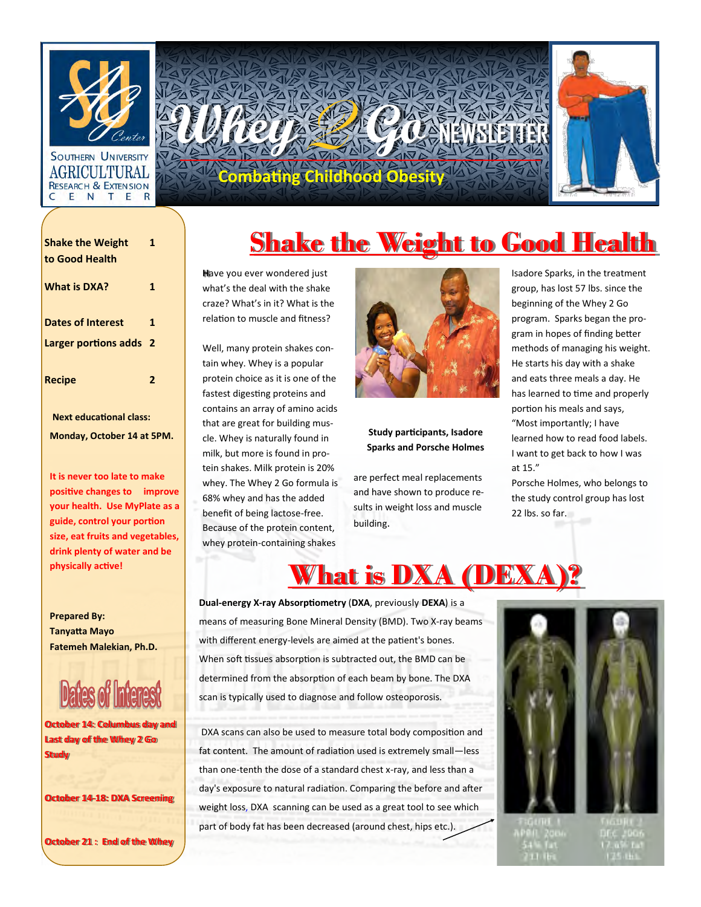# Whey 2 Go NEWSLETTER

Southern University Agricultural Research & Extension Center

**Combating Childhood Obesity**

| | |
|---|---|
| Shake the Weight to Good Health | 1 |
| What is DXA? | 1 |
| Dates of Interest | 1 |
| Larger portions adds | 2 |
| Recipe | 2 |

**Next educational class: Monday, October 14 at 5PM.**

**It is never too late to make positive changes to improve your health. Use MyPlate as a guide, control your portion size, eat fruits and vegetables, drink plenty of water and be physically active!**

**Prepared By:**
**Tanyatta Mayo**
**Fatemeh Malekian, Ph.D.**

## Dates of Interest

**October 14: Columbus day and Last day of the Whey 2 Go Study**

**October 14-18: DXA Screening**

**October 21 : End of the Whey**

## Shake the Weight to Good Health

Have you ever wondered just what's the deal with the shake craze? What's in it? What is the relation to muscle and fitness?

Well, many protein shakes contain whey. Whey is a popular protein choice as it is one of the fastest digesting proteins and contains an array of amino acids that are great for building muscle. Whey is naturally found in milk, but more is found in protein shakes. Milk protein is 20% whey. The Whey 2 Go formula is 68% whey and has the added benefit of being lactose-free. Because of the protein content, whey protein-containing shakes are perfect meal replacements and have shown to produce results in weight loss and muscle building.

**Study participants, Isadore Sparks and Porsche Holmes**

Isadore Sparks, in the treatment group, has lost 57 lbs. since the beginning of the Whey 2 Go program. Sparks began the program in hopes of finding better methods of managing his weight. He starts his day with a shake and eats three meals a day. He has learned to time and properly portion his meals and says, "Most importantly; I have learned how to read food labels. I want to get back to how I was at 15."

Porsche Holmes, who belongs to the study control group has lost 22 lbs. so far.

## What is DXA (DEXA)?

**Dual-energy X-ray Absorptiometry** (**DXA**, previously **DEXA**) is a means of measuring Bone Mineral Density (BMD). Two X-ray beams with different energy-levels are aimed at the patient's bones. When soft tissues absorption is subtracted out, the BMD can be determined from the absorption of each beam by bone. The DXA scan is typically used to diagnose and follow osteoporosis.

DXA scans can also be used to measure total body composition and fat content. The amount of radiation used is extremely small—less than one-tenth the dose of a standard chest x-ray, and less than a day's exposure to natural radiation. Comparing the before and after weight loss, DXA scanning can be used as a great tool to see which part of body fat has been decreased (around chest, hips etc.).

FIGURE 1 APRIL 2006 54% fat 211 lbs

FIGURE 2 DEC 2006 17.6% fat 125 lbs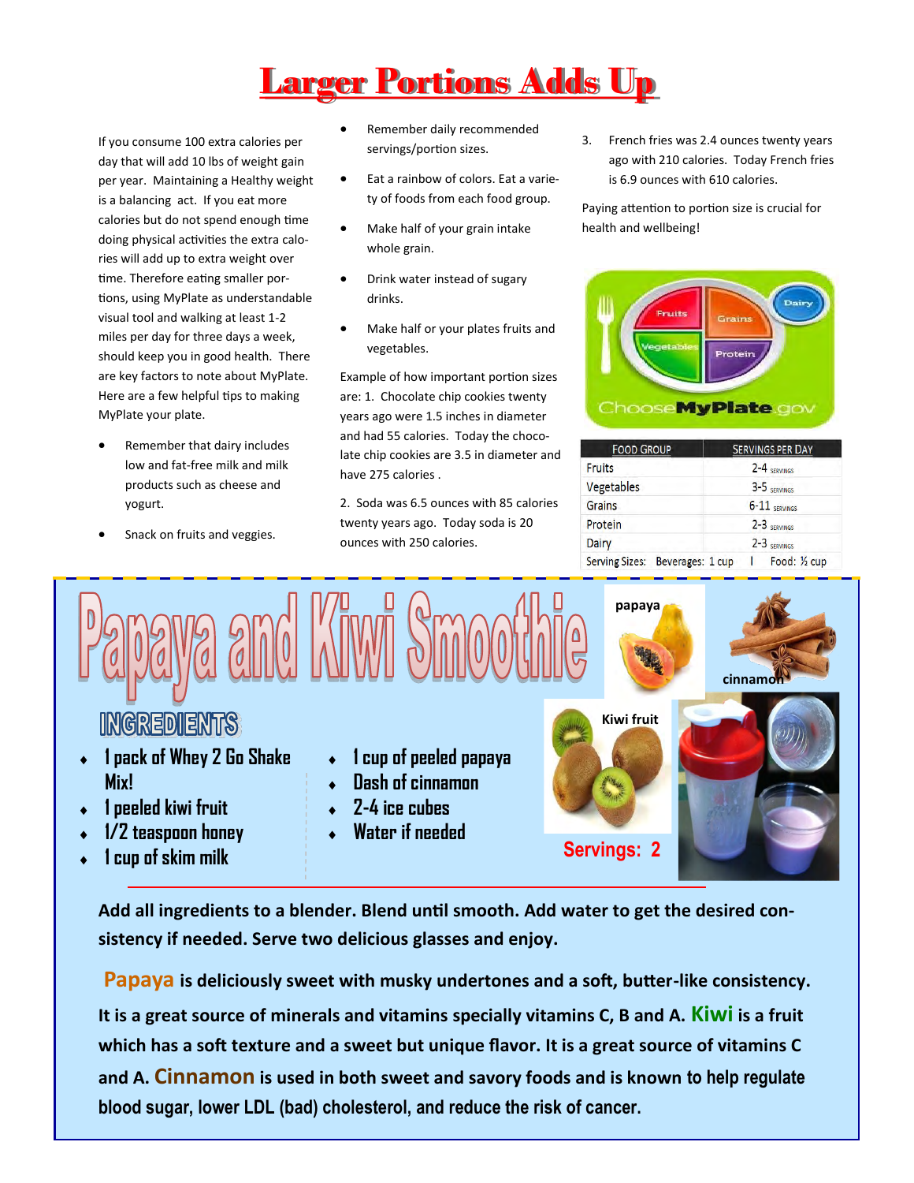# Larger Portions Adds Up

If you consume 100 extra calories per day that will add 10 lbs of weight gain per year. Maintaining a Healthy weight is a balancing act. If you eat more calories but do not spend enough time doing physical activities the extra calories will add up to extra weight over time. Therefore eating smaller portions, using MyPlate as understandable visual tool and walking at least 1-2 miles per day for three days a week, should keep you in good health. There are key factors to note about MyPlate. Here are a few helpful tips to making MyPlate your plate.

- Remember that dairy includes low and fat-free milk and milk products such as cheese and yogurt.
- Snack on fruits and veggies.
- Remember daily recommended servings/portion sizes.
- Eat a rainbow of colors. Eat a variety of foods from each food group.
- Make half of your grain intake whole grain.
- Drink water instead of sugary drinks.
- Make half or your plates fruits and vegetables.

Example of how important portion sizes are: 1. Chocolate chip cookies twenty years ago were 1.5 inches in diameter and had 55 calories. Today the chocolate chip cookies are 3.5 in diameter and have 275 calories .

2. Soda was 6.5 ounces with 85 calories twenty years ago. Today soda is 20 ounces with 250 calories.

3. French fries was 2.4 ounces twenty years ago with 210 calories. Today French fries is 6.9 ounces with 610 calories.

Paying attention to portion size is crucial for health and wellbeing!

Fruits Grains Dairy Vegetables Protein

ChooseMyPlate.gov

| FOOD GROUP | SERVINGS PER DAY |
|---|---|
| Fruits | 2-4 SERVINGS |
| Vegetables | 3-5 SERVINGS |
| Grains | 6-11 SERVINGS |
| Protein | 2-3 SERVINGS |
| Dairy | 2-3 SERVINGS |
| Serving Sizes: Beverages: 1 cup | Food: ½ cup |

# Papaya and Kiwi Smoothie

papaya

cinnamon

Kiwi fruit

## INGREDIENTS

- 1 pack of Whey 2 Go Shake Mix!
- 1 peeled kiwi fruit
- 1/2 teaspoon honey
- 1 cup of skim milk
- 1 cup of peeled papaya
- Dash of cinnamon
- 2-4 ice cubes
- Water if needed

**Servings: 2**

**Add all ingredients to a blender. Blend until smooth. Add water to get the desired consistency if needed. Serve two delicious glasses and enjoy.**

**Papaya is deliciously sweet with musky undertones and a soft, butter-like consistency. It is a great source of minerals and vitamins specially vitamins C, B and A. Kiwi is a fruit which has a soft texture and a sweet but unique flavor. It is a great source of vitamins C and A. Cinnamon is used in both sweet and savory foods and is known to help regulate blood sugar, lower LDL (bad) cholesterol, and reduce the risk of cancer.**